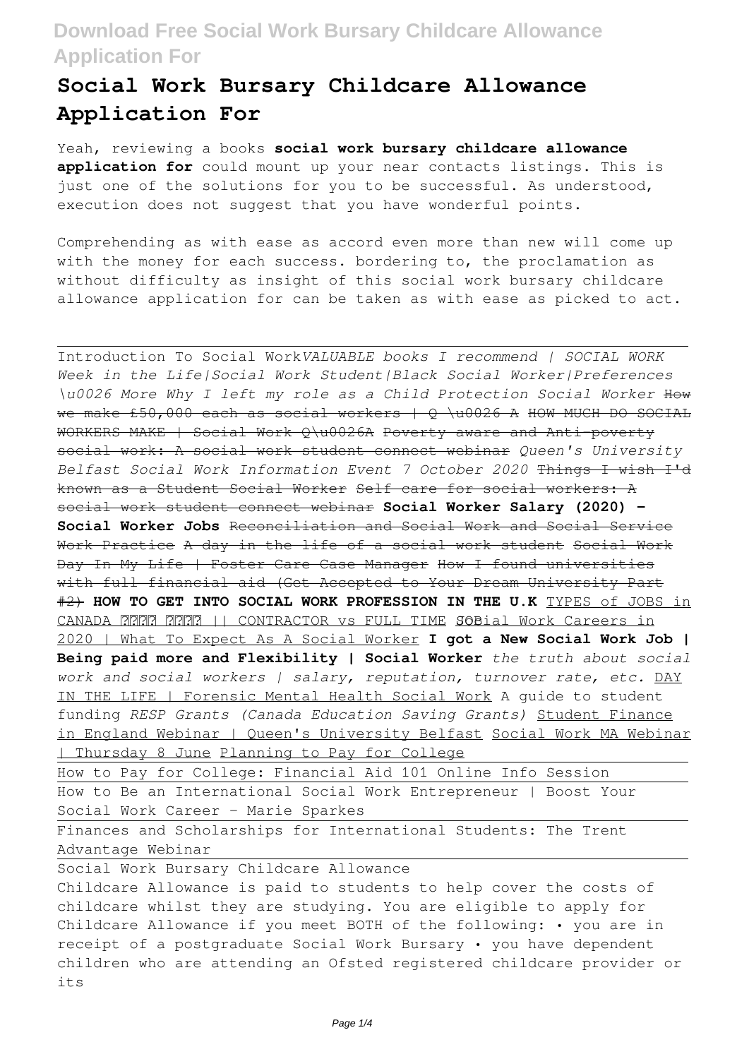# Social Work Bursary Childcare Allowance Application For

Yeah, reviewing a books **social work bursary childcare allowance application for** could mount up your near contacts listings. This is just one of the solutions for you to be successful. As understood, execution does not suggest that you have wonderful points.

Comprehending as with ease as accord even more than new will come up with the money for each success. bordering to, the proclamation as without difficulty as insight of this social work bursary childcare allowance application for can be taken as with ease as picked to act.

---

Introduction To Social Work *VALUABLE books I recommend | SOCIAL WORK Week in the Life|Social Work Student|Black Social Worker|Preferences \u0026 More Why I left my role as a Child Protection Social Worker* ~~How we make £50,000 each as social workers | Q \u0026 A HOW MUCH DO SOCIAL WORKERS MAKE | Social Work Q\u0026A Poverty aware and Anti-poverty social work: A social work student connect webinar~~ *Queen's University Belfast Social Work Information Event 7 October 2020* ~~Things I wish I'd known as a Student Social Worker Self care for social workers: A social work student connect webinar~~ **Social Worker Salary (2020) – Social Worker Jobs** ~~Reconciliation and Social Work and Social Service Work Practice A day in the life of a social work student Social Work Day In My Life | Foster Care Case Manager How I found universities with full financial aid (Get Accepted to Your Dream University Part #2)~~ **HOW TO GET INTO SOCIAL WORK PROFESSION IN THE U.K** TYPES of JOBS in CANADA ???? ???? || CONTRACTOR vs FULL TIME JOB Social Work Careers in 2020 | What To Expect As A Social Worker **I got a New Social Work Job | Being paid more and Flexibility | Social Worker** *the truth about social work and social workers | salary, reputation, turnover rate, etc.* DAY IN THE LIFE | Forensic Mental Health Social Work A guide to student funding *RESP Grants (Canada Education Saving Grants)* Student Finance in England Webinar | Queen's University Belfast Social Work MA Webinar | Thursday 8 June Planning to Pay for College

How to Pay for College: Financial Aid 101 Online Info Session

How to Be an International Social Work Entrepreneur | Boost Your Social Work Career - Marie Sparkes

Finances and Scholarships for International Students: The Trent Advantage Webinar

Social Work Bursary Childcare Allowance

Childcare Allowance is paid to students to help cover the costs of childcare whilst they are studying. You are eligible to apply for Childcare Allowance if you meet BOTH of the following: • you are in receipt of a postgraduate Social Work Bursary • you have dependent children who are attending an Ofsted registered childcare provider or its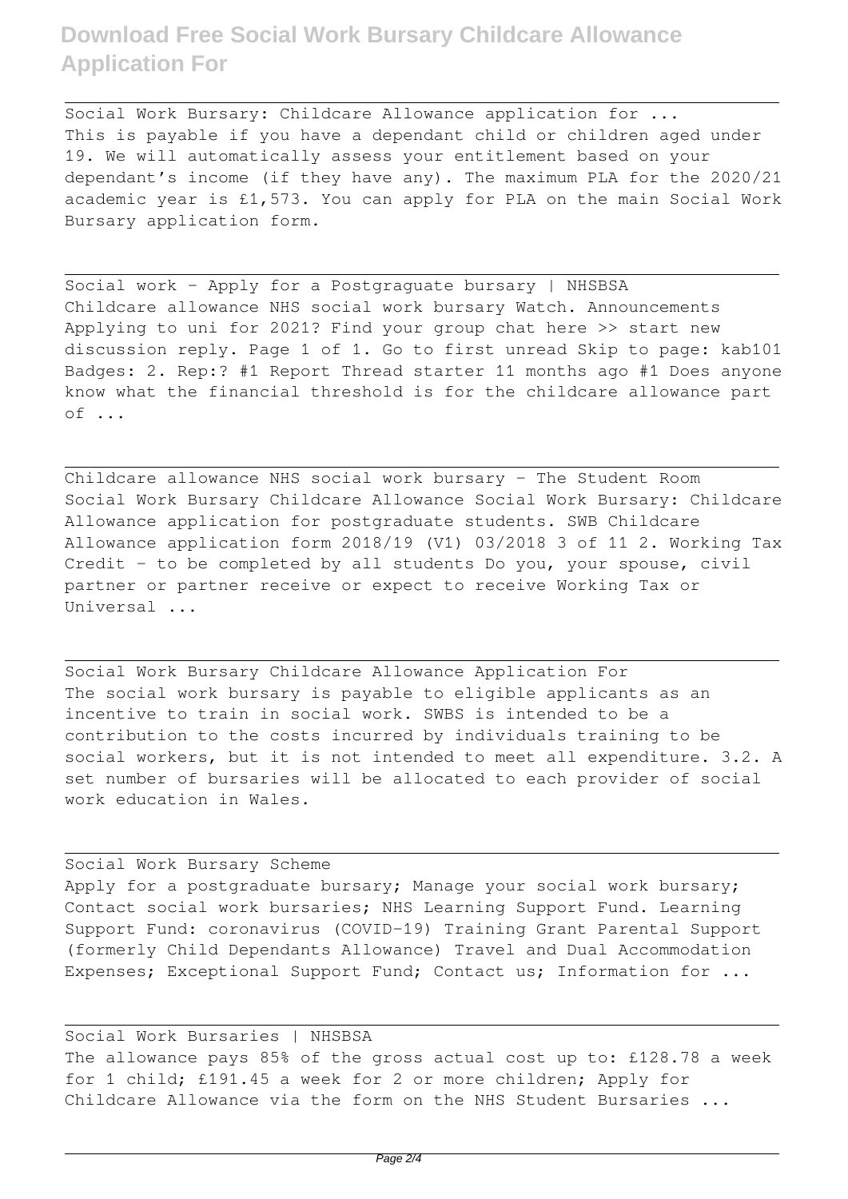Social Work Bursary: Childcare Allowance application for ...
This is payable if you have a dependant child or children aged under 19. We will automatically assess your entitlement based on your dependant's income (if they have any). The maximum PLA for the 2020/21 academic year is £1,573. You can apply for PLA on the main Social Work Bursary application form.

---

Social work - Apply for a Postgraguate bursary | NHSBSA
Childcare allowance NHS social work bursary Watch. Announcements Applying to uni for 2021? Find your group chat here >> start new discussion reply. Page 1 of 1. Go to first unread Skip to page: kab101 Badges: 2. Rep:? #1 Report Thread starter 11 months ago #1 Does anyone know what the financial threshold is for the childcare allowance part of ...

---

Childcare allowance NHS social work bursary - The Student Room
Social Work Bursary Childcare Allowance Social Work Bursary: Childcare Allowance application for postgraduate students. SWB Childcare Allowance application form 2018/19 (V1) 03/2018 3 of 11 2. Working Tax Credit – to be completed by all students Do you, your spouse, civil partner or partner receive or expect to receive Working Tax or Universal ...

---

Social Work Bursary Childcare Allowance Application For
The social work bursary is payable to eligible applicants as an incentive to train in social work. SWBS is intended to be a contribution to the costs incurred by individuals training to be social workers, but it is not intended to meet all expenditure. 3.2. A set number of bursaries will be allocated to each provider of social work education in Wales.

---

Social Work Bursary Scheme
Apply for a postgraduate bursary; Manage your social work bursary; Contact social work bursaries; NHS Learning Support Fund. Learning Support Fund: coronavirus (COVID-19) Training Grant Parental Support (formerly Child Dependants Allowance) Travel and Dual Accommodation Expenses; Exceptional Support Fund; Contact us; Information for ...

---

Social Work Bursaries | NHSBSA
The allowance pays 85% of the gross actual cost up to: £128.78 a week for 1 child; £191.45 a week for 2 or more children; Apply for Childcare Allowance via the form on the NHS Student Bursaries ...

---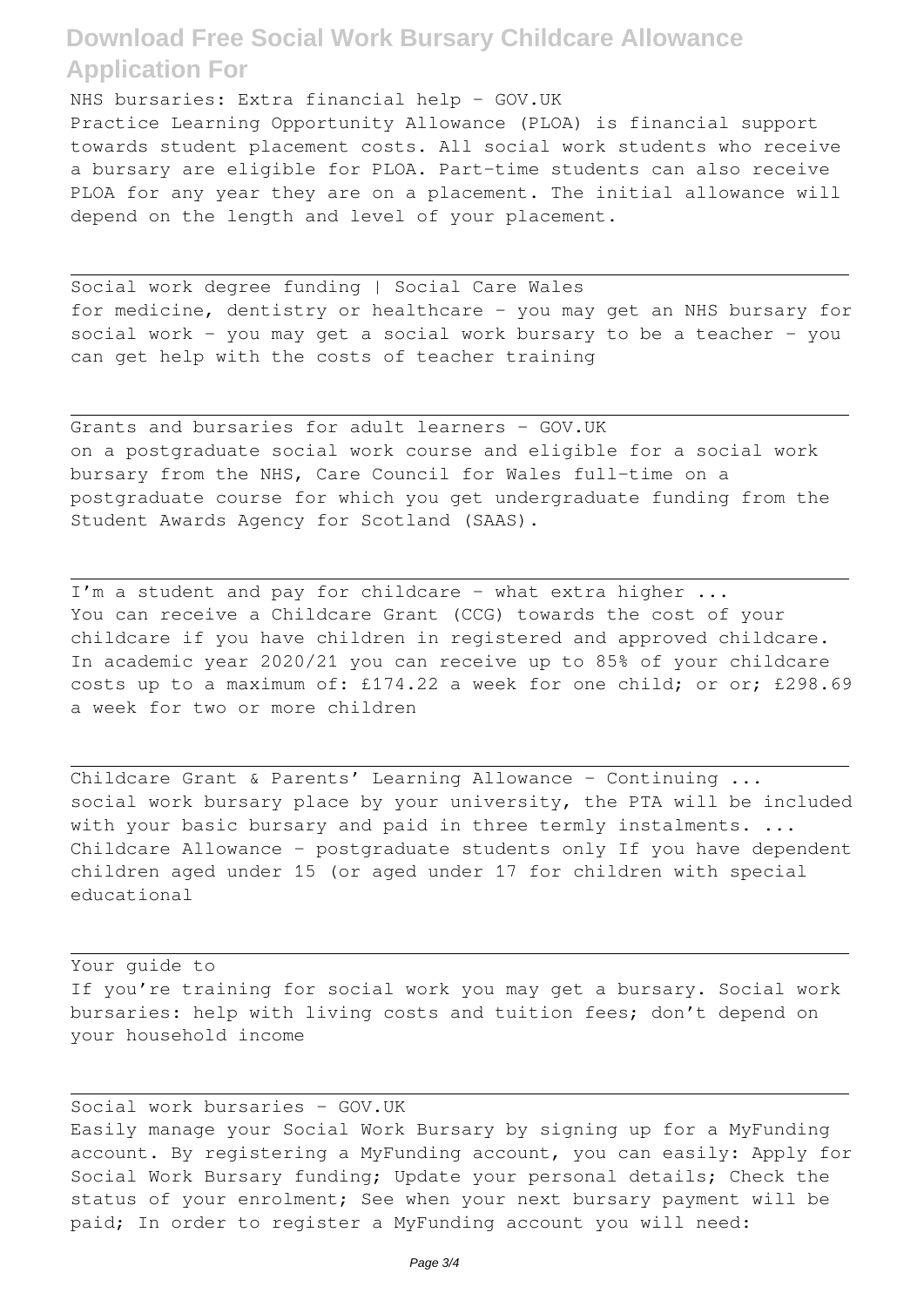NHS bursaries: Extra financial help - GOV.UK
Practice Learning Opportunity Allowance (PLOA) is financial support towards student placement costs. All social work students who receive a bursary are eligible for PLOA. Part-time students can also receive PLOA for any year they are on a placement. The initial allowance will depend on the length and level of your placement.

---

Social work degree funding | Social Care Wales
for medicine, dentistry or healthcare – you may get an NHS bursary for social work – you may get a social work bursary to be a teacher – you can get help with the costs of teacher training

---

Grants and bursaries for adult learners - GOV.UK
on a postgraduate social work course and eligible for a social work bursary from the NHS, Care Council for Wales full-time on a postgraduate course for which you get undergraduate funding from the Student Awards Agency for Scotland (SAAS).

---

I'm a student and pay for childcare - what extra higher ...
You can receive a Childcare Grant (CCG) towards the cost of your childcare if you have children in registered and approved childcare. In academic year 2020/21 you can receive up to 85% of your childcare costs up to a maximum of: £174.22 a week for one child; or or; £298.69 a week for two or more children

---

Childcare Grant & Parents' Learning Allowance - Continuing ...
social work bursary place by your university, the PTA will be included with your basic bursary and paid in three termly instalments. ... Childcare Allowance – postgraduate students only If you have dependent children aged under 15 (or aged under 17 for children with special educational

---

Your guide to
If you're training for social work you may get a bursary. Social work bursaries: help with living costs and tuition fees; don't depend on your household income

---

Social work bursaries - GOV.UK
Easily manage your Social Work Bursary by signing up for a MyFunding account. By registering a MyFunding account, you can easily: Apply for Social Work Bursary funding; Update your personal details; Check the status of your enrolment; See when your next bursary payment will be paid; In order to register a MyFunding account you will need: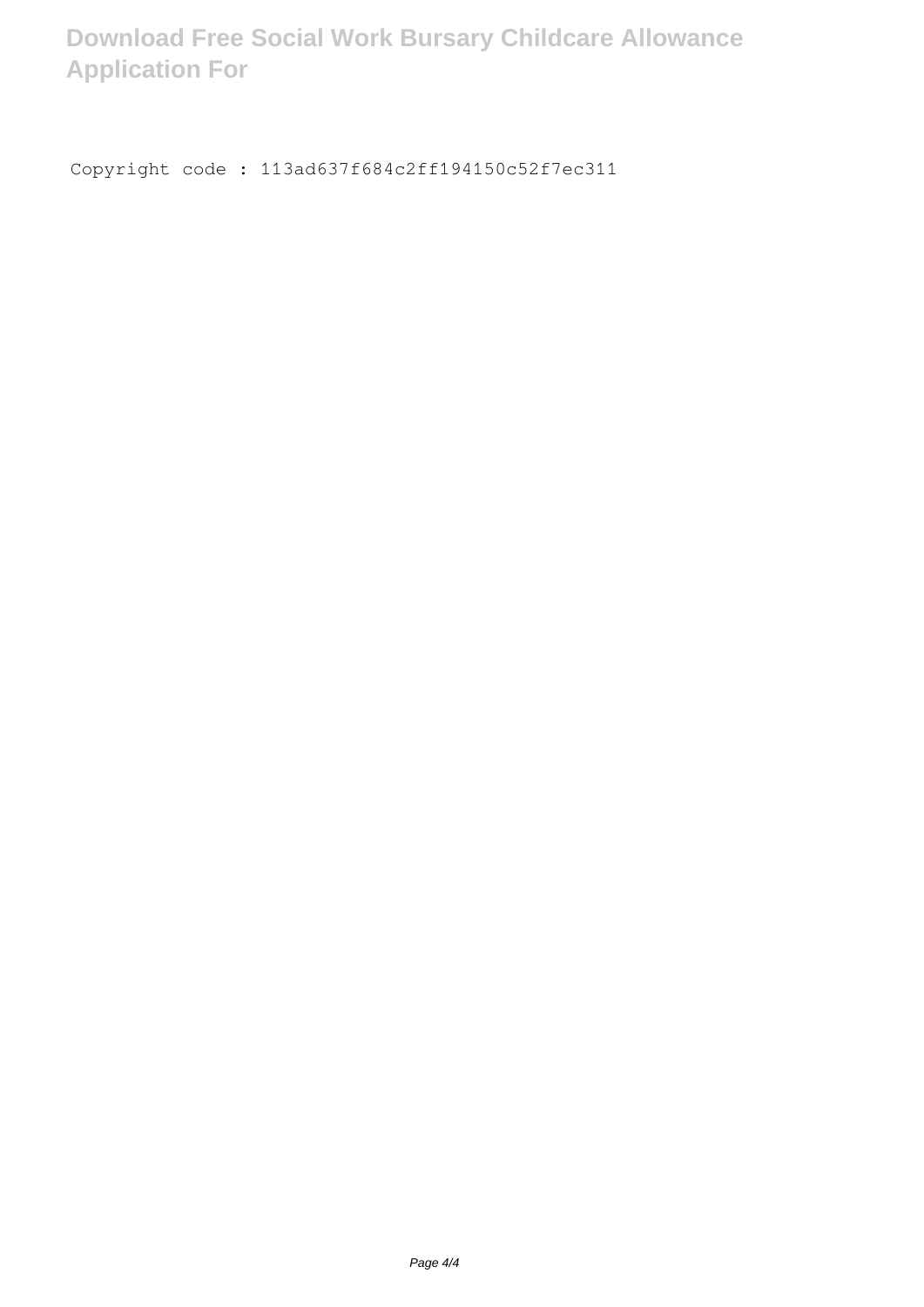Copyright code : 113ad637f684c2ff194150c52f7ec311